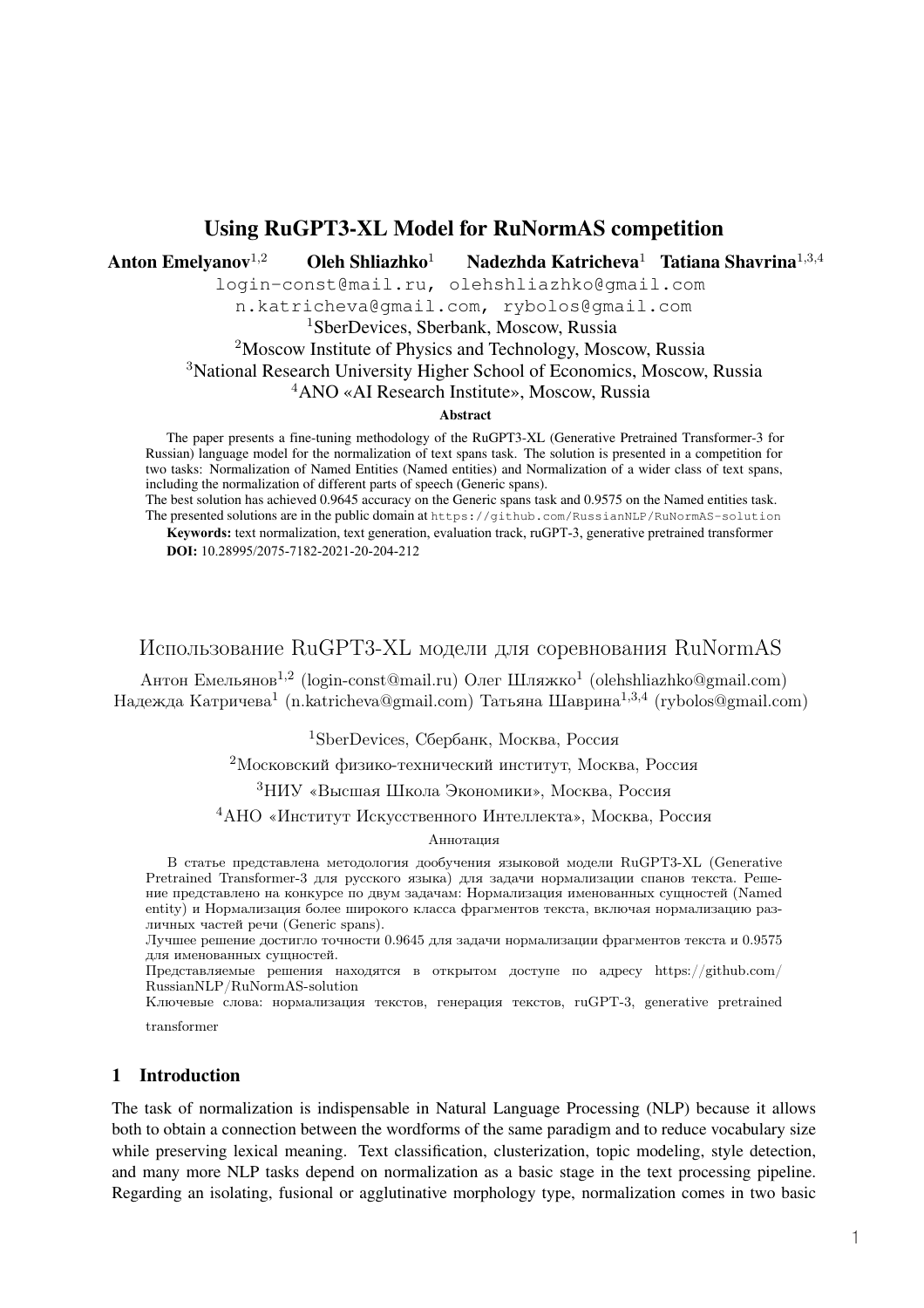# Using RuGPT3-XL Model for RuNormAS competition

**Anton Emelyanov**[1,2] **Oleh Shliazhko**[1] **Nadezhda Katricheva**[1] **Tatiana Shavrina**[1,3,4]

login-const@mail.ru, olehshliazhko@gmail.com
n.katricheva@gmail.com, rybolos@gmail.com

[1]SberDevices, Sberbank, Moscow, Russia
[2]Moscow Institute of Physics and Technology, Moscow, Russia
[3]National Research University Higher School of Economics, Moscow, Russia
[4]ANO «AI Research Institute», Moscow, Russia

**Abstract**

The paper presents a fine-tuning methodology of the RuGPT3-XL (Generative Pretrained Transformer-3 for Russian) language model for the normalization of text spans task. The solution is presented in a competition for two tasks: Normalization of Named Entities (Named entities) and Normalization of a wider class of text spans, including the normalization of different parts of speech (Generic spans).
The best solution has achieved 0.9645 accuracy on the Generic spans task and 0.9575 on the Named entities task. The presented solutions are in the public domain at https://github.com/RussianNLP/RuNormAS-solution

**Keywords:** text normalization, text generation, evaluation track, ruGPT-3, generative pretrained transformer

**DOI:** 10.28995/2075-7182-2021-20-204-212

# Использование RuGPT3-XL модели для соревнования RuNormAS

Антон Емельянов[1,2] (login-const@mail.ru) Олег Шляжко[1] (olehshliazhko@gmail.com)
Надежда Катричева[1] (n.katricheva@gmail.com) Татьяна Шаврина[1,3,4] (rybolos@gmail.com)

[1]SberDevices, Сбербанк, Москва, Россия
[2]Московский физико-технический институт, Москва, Россия
[3]НИУ «Высшая Школа Экономики», Москва, Россия
[4]АНО «Институт Искусственного Интеллекта», Москва, Россия

Аннотация

В статье представлена методология дообучения языковой модели RuGPT3-XL (Generative Pretrained Transformer-3 для русского языка) для задачи нормализации спанов текста. Решение представлено на конкурсе по двум задачам: Нормализация именованных сущностей (Named entity) и Нормализация более широкого класса фрагментов текста, включая нормализацию различных частей речи (Generic spans).
Лучшее решение достигло точности 0.9645 для задачи нормализации фрагментов текста и 0.9575 для именованных сущностей.
Представляемые решения находятся в открытом доступе по адресу https://github.com/RussianNLP/RuNormAS-solution
Ключевые слова: нормализация текстов, генерация текстов, ruGPT-3, generative pretrained transformer

## 1 Introduction

The task of normalization is indispensable in Natural Language Processing (NLP) because it allows both to obtain a connection between the wordforms of the same paradigm and to reduce vocabulary size while preserving lexical meaning. Text classification, clusterization, topic modeling, style detection, and many more NLP tasks depend on normalization as a basic stage in the text processing pipeline. Regarding an isolating, fusional or agglutinative morphology type, normalization comes in two basic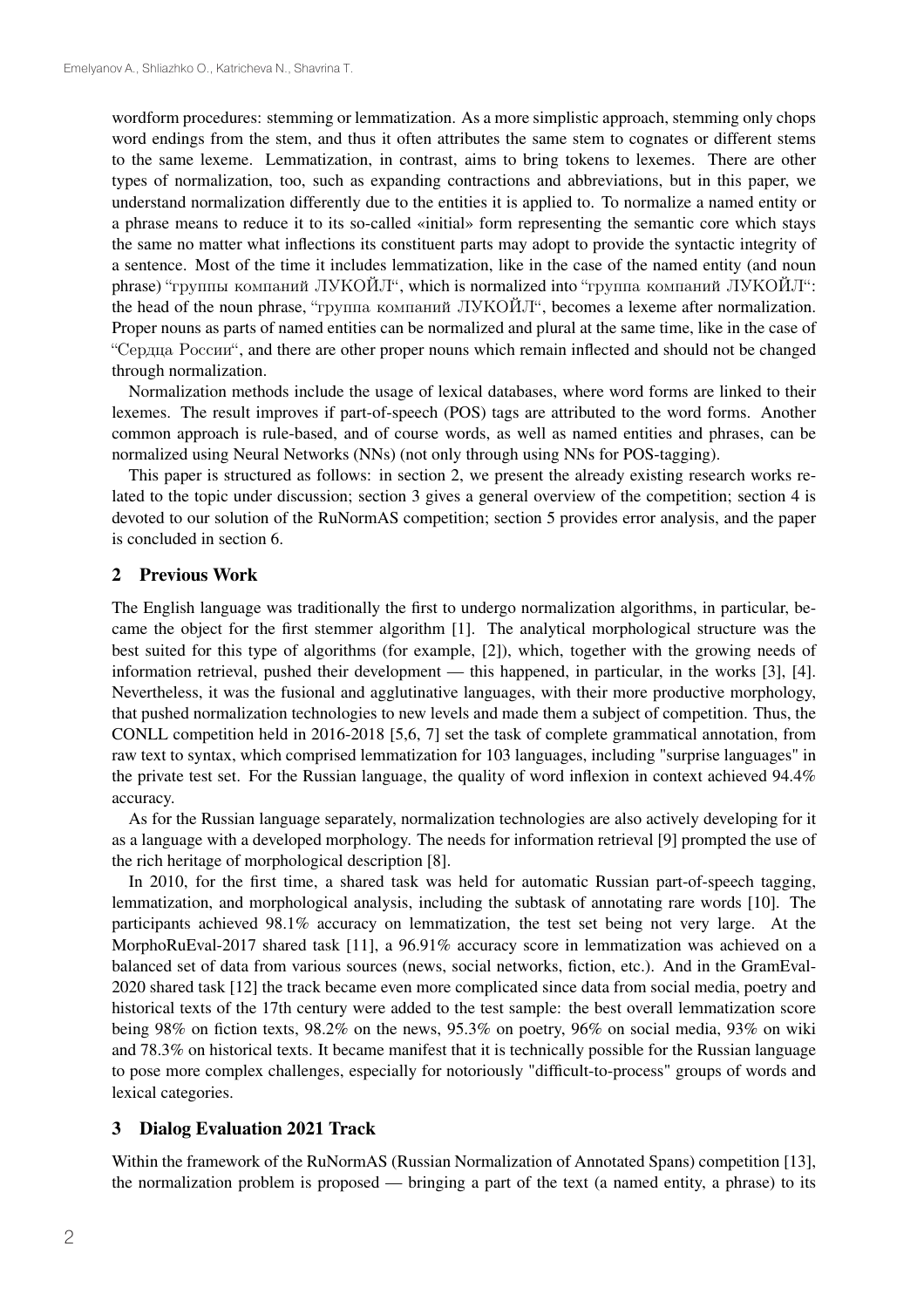wordform procedures: stemming or lemmatization. As a more simplistic approach, stemming only chops word endings from the stem, and thus it often attributes the same stem to cognates or different stems to the same lexeme. Lemmatization, in contrast, aims to bring tokens to lexemes. There are other types of normalization, too, such as expanding contractions and abbreviations, but in this paper, we understand normalization differently due to the entities it is applied to. To normalize a named entity or a phrase means to reduce it to its so-called «initial» form representing the semantic core which stays the same no matter what inflections its constituent parts may adopt to provide the syntactic integrity of a sentence. Most of the time it includes lemmatization, like in the case of the named entity (and noun phrase) "группы компаний ЛУКОЙЛ", which is normalized into "группа компаний ЛУКОЙЛ": the head of the noun phrase, "группа компаний ЛУКОЙЛ", becomes a lexeme after normalization. Proper nouns as parts of named entities can be normalized and plural at the same time, like in the case of "Сердца России", and there are other proper nouns which remain inflected and should not be changed through normalization.

Normalization methods include the usage of lexical databases, where word forms are linked to their lexemes. The result improves if part-of-speech (POS) tags are attributed to the word forms. Another common approach is rule-based, and of course words, as well as named entities and phrases, can be normalized using Neural Networks (NNs) (not only through using NNs for POS-tagging).

This paper is structured as follows: in section 2, we present the already existing research works related to the topic under discussion; section 3 gives a general overview of the competition; section 4 is devoted to our solution of the RuNormAS competition; section 5 provides error analysis, and the paper is concluded in section 6.

## 2 Previous Work

The English language was traditionally the first to undergo normalization algorithms, in particular, became the object for the first stemmer algorithm [1]. The analytical morphological structure was the best suited for this type of algorithms (for example, [2]), which, together with the growing needs of information retrieval, pushed their development — this happened, in particular, in the works [3], [4]. Nevertheless, it was the fusional and agglutinative languages, with their more productive morphology, that pushed normalization technologies to new levels and made them a subject of competition. Thus, the CONLL competition held in 2016-2018 [5,6, 7] set the task of complete grammatical annotation, from raw text to syntax, which comprised lemmatization for 103 languages, including "surprise languages" in the private test set. For the Russian language, the quality of word inflexion in context achieved 94.4% accuracy.

As for the Russian language separately, normalization technologies are also actively developing for it as a language with a developed morphology. The needs for information retrieval [9] prompted the use of the rich heritage of morphological description [8].

In 2010, for the first time, a shared task was held for automatic Russian part-of-speech tagging, lemmatization, and morphological analysis, including the subtask of annotating rare words [10]. The participants achieved 98.1% accuracy on lemmatization, the test set being not very large. At the MorphoRuEval-2017 shared task [11], a 96.91% accuracy score in lemmatization was achieved on a balanced set of data from various sources (news, social networks, fiction, etc.). And in the GramEval-2020 shared task [12] the track became even more complicated since data from social media, poetry and historical texts of the 17th century were added to the test sample: the best overall lemmatization score being 98% on fiction texts, 98.2% on the news, 95.3% on poetry, 96% on social media, 93% on wiki and 78.3% on historical texts. It became manifest that it is technically possible for the Russian language to pose more complex challenges, especially for notoriously "difficult-to-process" groups of words and lexical categories.

## 3 Dialog Evaluation 2021 Track

Within the framework of the RuNormAS (Russian Normalization of Annotated Spans) competition [13], the normalization problem is proposed — bringing a part of the text (a named entity, a phrase) to its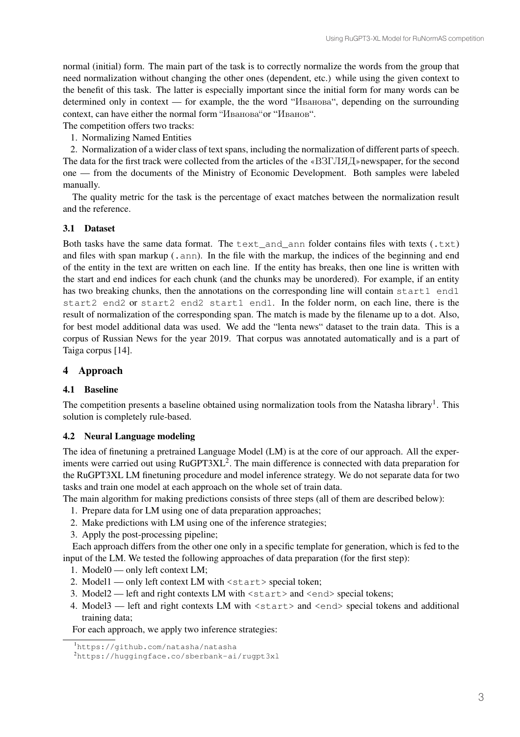normal (initial) form. The main part of the task is to correctly normalize the words from the group that need normalization without changing the other ones (dependent, etc.) while using the given context to the benefit of this task. The latter is especially important since the initial form for many words can be determined only in context — for example, the the word "Иванова", depending on the surrounding context, can have either the normal form "Иванова"or "Иванов".

The competition offers two tracks:

1. Normalizing Named Entities
2. Normalization of a wider class of text spans, including the normalization of different parts of speech.

The data for the first track were collected from the articles of the «ВЗГЛЯД»newspaper, for the second one — from the documents of the Ministry of Economic Development. Both samples were labeled manually.

The quality metric for the task is the percentage of exact matches between the normalization result and the reference.

### 3.1 Dataset

Both tasks have the same data format. The `text_and_ann` folder contains files with texts (`.txt`) and files with span markup (`.ann`). In the file with the markup, the indices of the beginning and end of the entity in the text are written on each line. If the entity has breaks, then one line is written with the start and end indices for each chunk (and the chunks may be unordered). For example, if an entity has two breaking chunks, then the annotations on the corresponding line will contain `start1 end1 start2 end2` or `start2 end2 start1 end1`. In the folder norm, on each line, there is the result of normalization of the corresponding span. The match is made by the filename up to a dot. Also, for best model additional data was used. We add the "lenta news" dataset to the train data. This is a corpus of Russian News for the year 2019. That corpus was annotated automatically and is a part of Taiga corpus [14].

## 4 Approach

### 4.1 Baseline

The competition presents a baseline obtained using normalization tools from the Natasha library[1]. This solution is completely rule-based.

### 4.2 Neural Language modeling

The idea of finetuning a pretrained Language Model (LM) is at the core of our approach. All the experiments were carried out using RuGPT3XL[2]. The main difference is connected with data preparation for the RuGPT3XL LM finetuning procedure and model inference strategy. We do not separate data for two tasks and train one model at each approach on the whole set of train data.

The main algorithm for making predictions consists of three steps (all of them are described below):

1. Prepare data for LM using one of data preparation approaches;
2. Make predictions with LM using one of the inference strategies;
3. Apply the post-processing pipeline;

Each approach differs from the other one only in a specific template for generation, which is fed to the input of the LM. We tested the following approaches of data preparation (for the first step):

1. Model0 — only left context LM;
2. Model1 — only left context LM with `<start>` special token;
3. Model2 — left and right contexts LM with `<start>` and `<end>` special tokens;
4. Model3 — left and right contexts LM with `<start>` and `<end>` special tokens and additional training data;

For each approach, we apply two inference strategies:

[1] https://github.com/natasha/natasha

[2] https://huggingface.co/sberbank-ai/rugpt3xl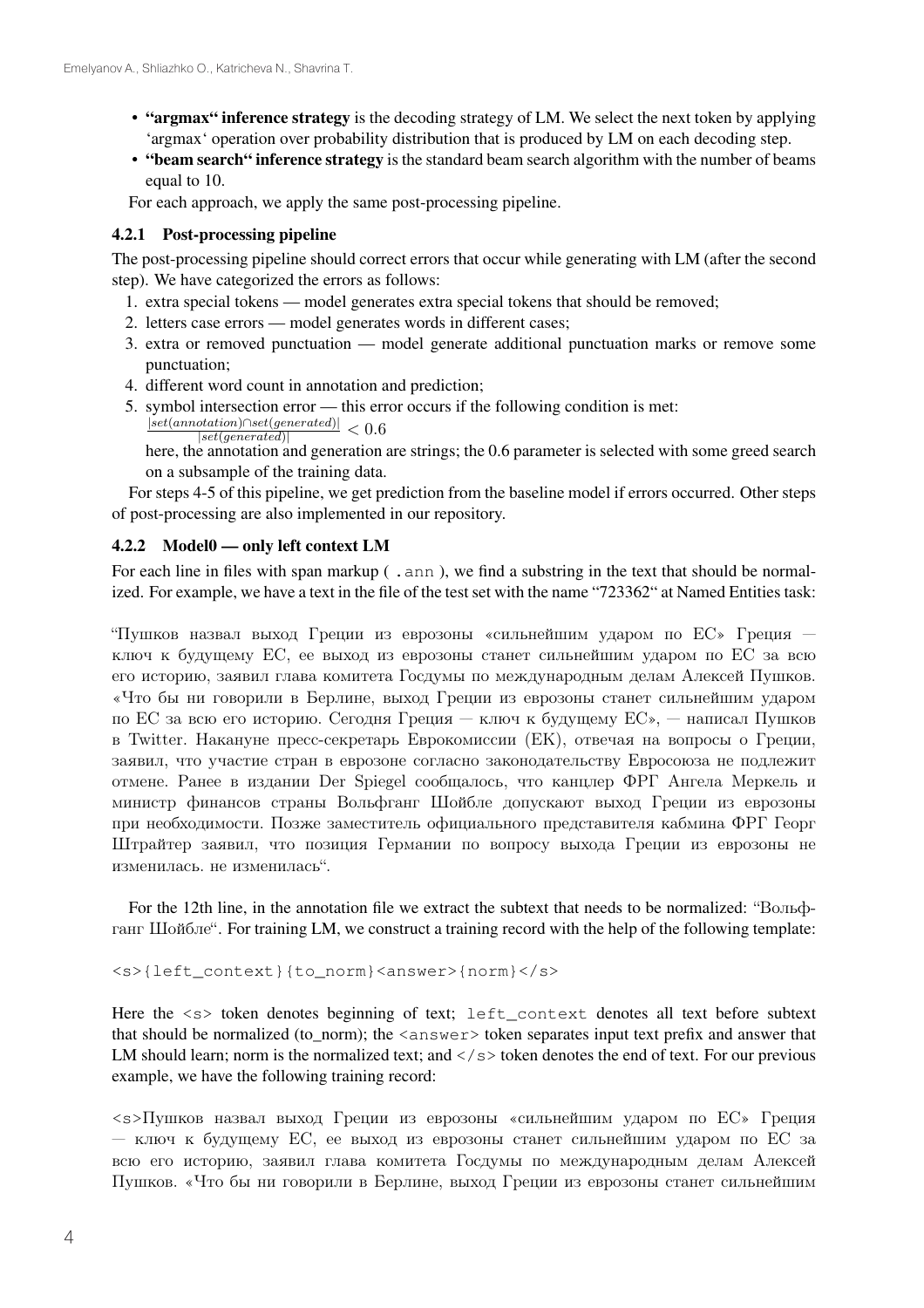- **"argmax" inference strategy** is the decoding strategy of LM. We select the next token by applying 'argmax' operation over probability distribution that is produced by LM on each decoding step.
- **"beam search" inference strategy** is the standard beam search algorithm with the number of beams equal to 10.

For each approach, we apply the same post-processing pipeline.

#### 4.2.1 Post-processing pipeline

The post-processing pipeline should correct errors that occur while generating with LM (after the second step). We have categorized the errors as follows:

1. extra special tokens — model generates extra special tokens that should be removed;
2. letters case errors — model generates words in different cases;
3. extra or removed punctuation — model generate additional punctuation marks or remove some punctuation;
4. different word count in annotation and prediction;
5. symbol intersection error — this error occurs if the following condition is met: $\frac{|set(annotation) \cap set(generated)|}{|set(generated)|} < 0.6$
   here, the annotation and generation are strings; the 0.6 parameter is selected with some greed search on a subsample of the training data.

For steps 4-5 of this pipeline, we get prediction from the baseline model if errors occurred. Other steps of post-processing are also implemented in our repository.

#### 4.2.2 Model0 — only left context LM

For each line in files with span markup ( `.ann` ), we find a substring in the text that should be normalized. For example, we have a text in the file of the test set with the name "723362" at Named Entities task:

"Пушков назвал выход Греции из еврозоны «сильнейшим ударом по ЕС» Греция — ключ к будущему ЕС, ее выход из еврозоны станет сильнейшим ударом по ЕС за всю его историю, заявил глава комитета Госдумы по международным делам Алексей Пушков. «Что бы ни говорили в Берлине, выход Греции из еврозоны станет сильнейшим ударом по ЕС за всю его историю. Сегодня Греция — ключ к будущему ЕС», — написал Пушков в Twitter. Накануне пресс-секретарь Еврокомиссии (ЕК), отвечая на вопросы о Греции, заявил, что участие стран в еврозоне согласно законодательству Евросоюза не подлежит отмене. Ранее в издании Der Spiegel сообщалось, что канцлер ФРГ Ангела Меркель и министр финансов страны Вольфганг Шойбле допускают выход Греции из еврозоны при необходимости. Позже заместитель официального представителя кабмина ФРГ Георг Штрайтер заявил, что позиция Германии по вопросу выхода Греции из еврозоны не изменилась. не изменилась".

For the 12th line, in the annotation file we extract the subtext that needs to be normalized: "Вольфганг Шойбле". For training LM, we construct a training record with the help of the following template:

```
<s>{left_context}{to_norm}<answer>{norm}</s>
```

Here the `<s>` token denotes beginning of text; `left_context` denotes all text before subtext that should be normalized (to_norm); the `<answer>` token separates input text prefix and answer that LM should learn; norm is the normalized text; and `</s>` token denotes the end of text. For our previous example, we have the following training record:

<s>Пушков назвал выход Греции из еврозоны «сильнейшим ударом по ЕС» Греция — ключ к будущему ЕС, ее выход из еврозоны станет сильнейшим ударом по ЕС за всю его историю, заявил глава комитета Госдумы по международным делам Алексей Пушков. «Что бы ни говорили в Берлине, выход Греции из еврозоны станет сильнейшим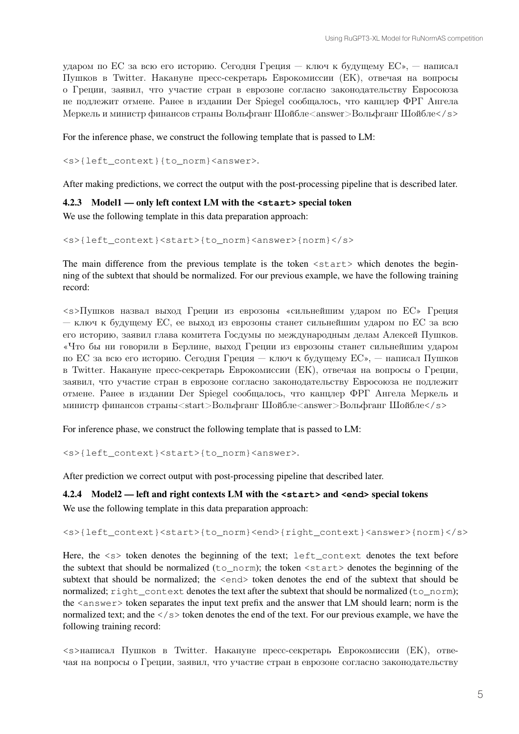ударом по ЕС за всю его историю. Сегодня Греция — ключ к будущему ЕС», — написал Пушков в Twitter. Накануне пресс-секретарь Еврокомиссии (ЕК), отвечая на вопросы о Греции, заявил, что участие стран в еврозоне согласно законодательству Евросоюза не подлежит отмене. Ранее в издании Der Spiegel сообщалось, что канцлер ФРГ Ангела Меркель и министр финансов страны Вольфганг Шойбле<answer>Вольфганг Шойбле</s>

For the inference phase, we construct the following template that is passed to LM:

`<s>{left_context}{to_norm}<answer>`.

After making predictions, we correct the output with the post-processing pipeline that is described later.

#### 4.2.3 Model1 — only left context LM with the `<start>` special token

We use the following template in this data preparation approach:

```
<s>{left_context}<start>{to_norm}<answer>{norm}</s>
```

The main difference from the previous template is the token `<start>` which denotes the beginning of the subtext that should be normalized. For our previous example, we have the following training record:

<s>Пушков назвал выход Греции из еврозоны «сильнейшим ударом по ЕС» Греция — ключ к будущему ЕС, ее выход из еврозоны станет сильнейшим ударом по ЕС за всю его историю, заявил глава комитета Госдумы по международным делам Алексей Пушков. «Что бы ни говорили в Берлине, выход Греции из еврозоны станет сильнейшим ударом по ЕС за всю его историю. Сегодня Греция — ключ к будущему ЕС», — написал Пушков в Twitter. Накануне пресс-секретарь Еврокомиссии (ЕК), отвечая на вопросы о Греции, заявил, что участие стран в еврозоне согласно законодательству Евросоюза не подлежит отмене. Ранее в издании Der Spiegel сообщалось, что канцлер ФРГ Ангела Меркель и министр финансов страны<start>Вольфганг Шойбле<answer>Вольфганг Шойбле</s>

For inference phase, we construct the following template that is passed to LM:

`<s>{left_context}<start>{to_norm}<answer>`.

After prediction we correct output with post-processing pipeline that described later.

#### 4.2.4 Model2 — left and right contexts LM with the `<start>` and `<end>` special tokens

We use the following template in this data preparation approach:

```
<s>{left_context}<start>{to_norm}<end>{right_context}<answer>{norm}</s>
```

Here, the `<s>` token denotes the beginning of the text; `left_context` denotes the text before the subtext that should be normalized (`to_norm`); the token `<start>` denotes the beginning of the subtext that should be normalized; the `<end>` token denotes the end of the subtext that should be normalized; `right_context` denotes the text after the subtext that should be normalized (`to_norm`); the `<answer>` token separates the input text prefix and the answer that LM should learn; norm is the normalized text; and the `</s>` token denotes the end of the text. For our previous example, we have the following training record:

<s>написал Пушков в Twitter. Накануне пресс-секретарь Еврокомиссии (ЕК), отвечая на вопросы о Греции, заявил, что участие стран в еврозоне согласно законодательству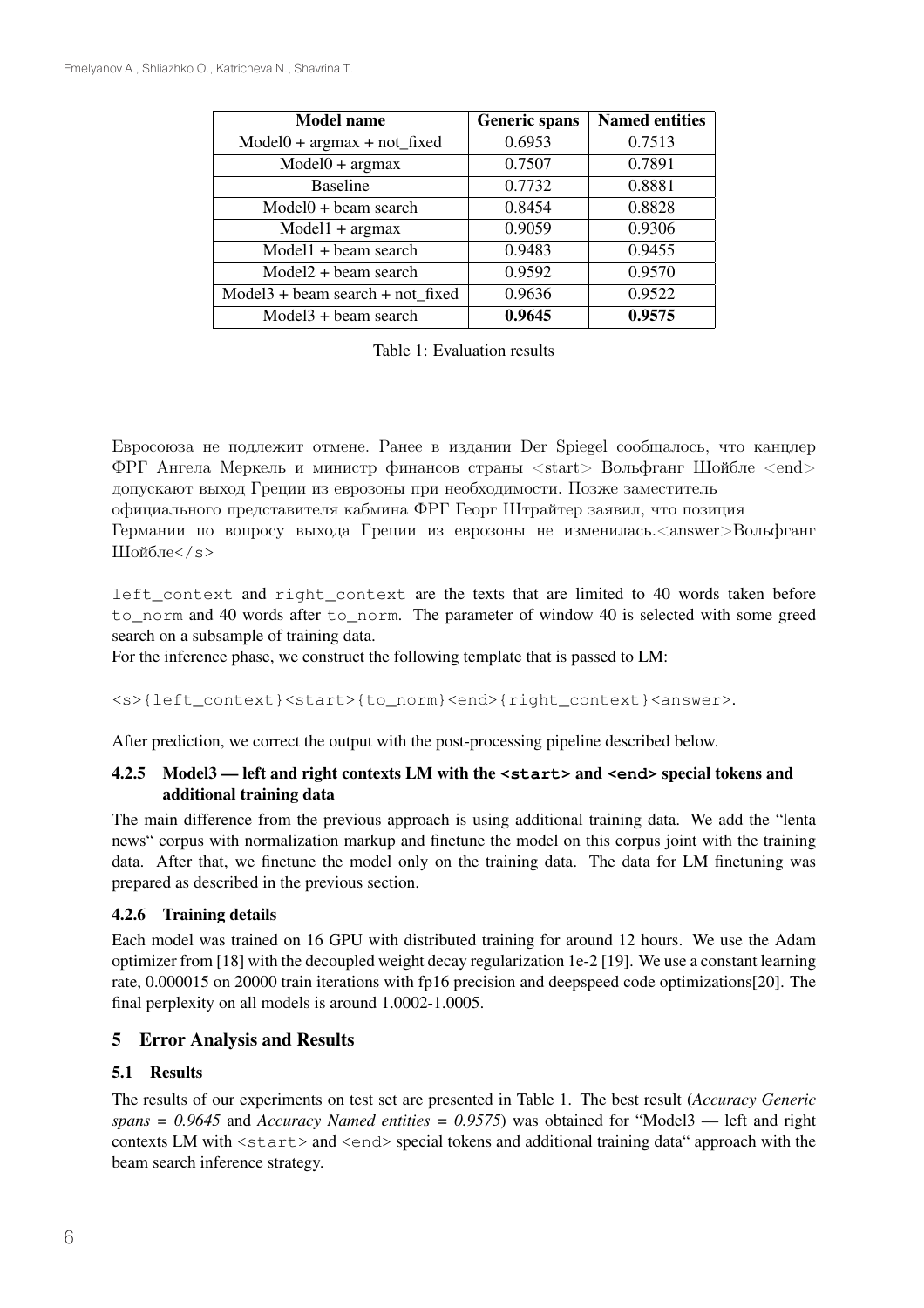| Model name | Generic spans | Named entities |
| --- | --- | --- |
| Model0 + argmax + not_fixed | 0.6953 | 0.7513 |
| Model0 + argmax | 0.7507 | 0.7891 |
| Baseline | 0.7732 | 0.8881 |
| Model0 + beam search | 0.8454 | 0.8828 |
| Model1 + argmax | 0.9059 | 0.9306 |
| Model1 + beam search | 0.9483 | 0.9455 |
| Model2 + beam search | 0.9592 | 0.9570 |
| Model3 + beam search + not_fixed | 0.9636 | 0.9522 |
| Model3 + beam search | **0.9645** | **0.9575** |

Table 1: Evaluation results

Евросоюза не подлежит отмене. Ранее в издании Der Spiegel сообщалось, что канцлер ФРГ Ангела Меркель и министр финансов страны <start> Вольфганг Шойбле <end> допускают выход Греции из еврозоны при необходимости. Позже заместитель официального представителя кабмина ФРГ Георг Штрайтер заявил, что позиция Германии по вопросу выхода Греции из еврозоны не изменилась.<answer>Вольфганг Шойбле</s>

`left_context` and `right_context` are the texts that are limited to 40 words taken before `to_norm` and 40 words after `to_norm`. The parameter of window 40 is selected with some greed search on a subsample of training data.

For the inference phase, we construct the following template that is passed to LM:

`<s>{left_context}<start>{to_norm}<end>{right_context}<answer>`.

After prediction, we correct the output with the post-processing pipeline described below.

#### 4.2.5 Model3 — left and right contexts LM with the `<start>` and `<end>` special tokens and additional training data

The main difference from the previous approach is using additional training data. We add the "lenta news" corpus with normalization markup and finetune the model on this corpus joint with the training data. After that, we finetune the model only on the training data. The data for LM finetuning was prepared as described in the previous section.

#### 4.2.6 Training details

Each model was trained on 16 GPU with distributed training for around 12 hours. We use the Adam optimizer from [18] with the decoupled weight decay regularization 1e-2 [19]. We use a constant learning rate, 0.000015 on 20000 train iterations with fp16 precision and deepspeed code optimizations[20]. The final perplexity on all models is around 1.0002-1.0005.

## 5 Error Analysis and Results

### 5.1 Results

The results of our experiments on test set are presented in Table 1. The best result (*Accuracy Generic spans = 0.9645* and *Accuracy Named entities = 0.9575*) was obtained for "Model3 — left and right contexts LM with `<start>` and `<end>` special tokens and additional training data" approach with the beam search inference strategy.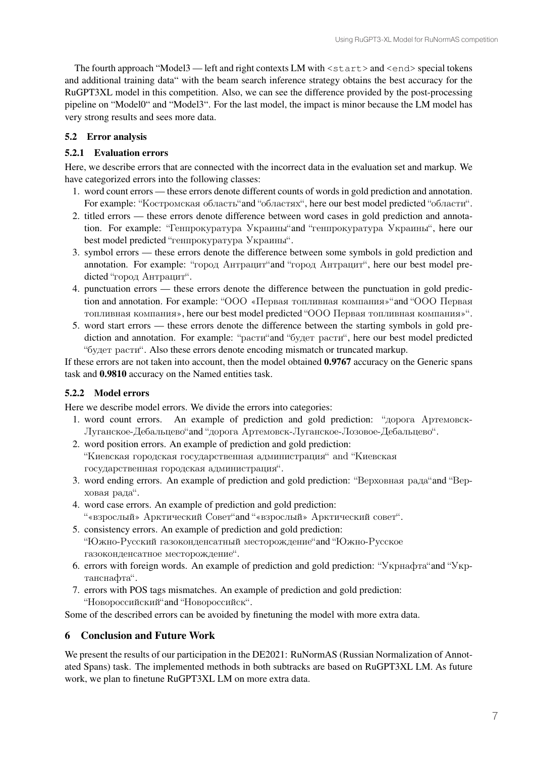The fourth approach "Model3 — left and right contexts LM with <start> and <end> special tokens and additional training data" with the beam search inference strategy obtains the best accuracy for the RuGPT3XL model in this competition. Also, we can see the difference provided by the post-processing pipeline on "Model0" and "Model3". For the last model, the impact is minor because the LM model has very strong results and sees more data.

### 5.2 Error analysis

#### 5.2.1 Evaluation errors

Here, we describe errors that are connected with the incorrect data in the evaluation set and markup. We have categorized errors into the following classes:

1. word count errors — these errors denote different counts of words in gold prediction and annotation. For example: "Костромская область"and "областях", here our best model predicted "области".
2. titled errors — these errors denote difference between word cases in gold prediction and annotation. For example: "Генпрокуратура Украины"and "генпрокуратура Украины", here our best model predicted "генпрокуратура Украины".
3. symbol errors — these errors denote the difference between some symbols in gold prediction and annotation. For example: "город Антрацит"and "город Антрацит", here our best model predicted "город Антрацит".
4. punctuation errors — these errors denote the difference between the punctuation in gold prediction and annotation. For example: "ООО «Первая топливная компания»"and "ООО Первая топливная компания», here our best model predicted "ООО Первая топливная компания»".
5. word start errors — these errors denote the difference between the starting symbols in gold prediction and annotation. For example: "расти"and "будет расти", here our best model predicted "будет расти". Also these errors denote encoding mismatch or truncated markup.

If these errors are not taken into account, then the model obtained **0.9767** accuracy on the Generic spans task and **0.9810** accuracy on the Named entities task.

#### 5.2.2 Model errors

Here we describe model errors. We divide the errors into categories:

1. word count errors. An example of prediction and gold prediction: "дорога Артемовск-Луганское-Дебальцево"and "дорога Артемовск-Луганское-Лозовое-Дебальцево".
2. word position errors. An example of prediction and gold prediction: "Киевская городская государственная администрация" and "Киевская государственная городская администрация".
3. word ending errors. An example of prediction and gold prediction: "Верховная рада"and "Верховая рада".
4. word case errors. An example of prediction and gold prediction: "«взрослый» Арктический Совет"and "«взрослый» Арктический совет".
5. consistency errors. An example of prediction and gold prediction: "Южно-Русский газоконденсатный месторождение"and "Южно-Русское газоконденсатное месторождение".
6. errors with foreign words. An example of prediction and gold prediction: "Укрнафта"and "Укртанснафта".
7. errors with POS tags mismatches. An example of prediction and gold prediction: "Новороссийский"and "Новороссийск".

Some of the described errors can be avoided by finetuning the model with more extra data.

## 6 Conclusion and Future Work

We present the results of our participation in the DE2021: RuNormAS (Russian Normalization of Annotated Spans) task. The implemented methods in both subtracks are based on RuGPT3XL LM. As future work, we plan to finetune RuGPT3XL LM on more extra data.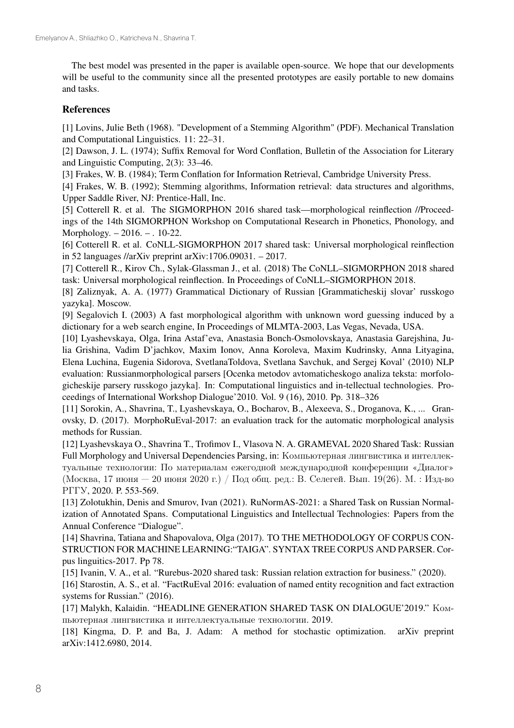The best model was presented in the paper is available open-source. We hope that our developments will be useful to the community since all the presented prototypes are easily portable to new domains and tasks.

## References

[1] Lovins, Julie Beth (1968). "Development of a Stemming Algorithm" (PDF). Mechanical Translation and Computational Linguistics. 11: 22–31.

[2] Dawson, J. L. (1974); Suffix Removal for Word Conflation, Bulletin of the Association for Literary and Linguistic Computing, 2(3): 33–46.

[3] Frakes, W. B. (1984); Term Conflation for Information Retrieval, Cambridge University Press.

[4] Frakes, W. B. (1992); Stemming algorithms, Information retrieval: data structures and algorithms, Upper Saddle River, NJ: Prentice-Hall, Inc.

[5] Cotterell R. et al. The SIGMORPHON 2016 shared task—morphological reinflection //Proceedings of the 14th SIGMORPHON Workshop on Computational Research in Phonetics, Phonology, and Morphology. – 2016. – . 10-22.

[6] Cotterell R. et al. CoNLL-SIGMORPHON 2017 shared task: Universal morphological reinflection in 52 languages //arXiv preprint arXiv:1706.09031. – 2017.

[7] Cotterell R., Kirov Ch., Sylak-Glassman J., et al. (2018) The CoNLL–SIGMORPHON 2018 shared task: Universal morphological reinflection. In Proceedings of CoNLL–SIGMORPHON 2018.

[8] Zaliznyak, A. A. (1977) Grammatical Dictionary of Russian [Grammaticheskij slovar' russkogo yazyka]. Moscow.

[9] Segalovich I. (2003) A fast morphological algorithm with unknown word guessing induced by a dictionary for a web search engine, In Proceedings of MLMTA-2003, Las Vegas, Nevada, USA.

[10] Lyashevskaya, Olga, Irina Astaf'eva, Anastasia Bonch-Osmolovskaya, Anastasia Garejshina, Julia Grishina, Vadim D'jachkov, Maxim Ionov, Anna Koroleva, Maxim Kudrinsky, Anna Lityagina, Elena Luchina, Eugenia Sidorova, SvetlanaToldova, Svetlana Savchuk, and Sergej Koval' (2010) NLP evaluation: Russianmorphological parsers [Ocenka metodov avtomaticheskogo analiza teksta: morfologicheskije parsery russkogo jazyka]. In: Computational linguistics and in-tellectual technologies. Proceedings of International Workshop Dialogue'2010. Vol. 9 (16), 2010. Pp. 318–326

[11] Sorokin, A., Shavrina, T., Lyashevskaya, O., Bocharov, B., Alexeeva, S., Droganova, K., ... Granovsky, D. (2017). MorphoRuEval-2017: an evaluation track for the automatic morphological analysis methods for Russian.

[12] Lyashevskaya O., Shavrina T., Trofimov I., Vlasova N. A. GRAMEVAL 2020 Shared Task: Russian Full Morphology and Universal Dependencies Parsing, in: Компьютерная лингвистика и интеллектуальные технологии: По материалам ежегодной международной конференции «Диалог» (Москва, 17 июня — 20 июня 2020 г.) / Под общ. ред.: В. Селегей. Вып. 19(26). М. : Изд-во РГГУ, 2020. P. 553-569.

[13] Zolotukhin, Denis and Smurov, Ivan (2021). RuNormAS-2021: a Shared Task on Russian Normalization of Annotated Spans. Computational Linguistics and Intellectual Technologies: Papers from the Annual Conference "Dialogue".

[14] Shavrina, Tatiana and Shapovalova, Olga (2017). TO THE METHODOLOGY OF CORPUS CONSTRUCTION FOR MACHINE LEARNING:"TAIGA". SYNTAX TREE CORPUS AND PARSER. Corpus linguitics-2017. Pp 78.

[15] Ivanin, V. A., et al. "Rurebus-2020 shared task: Russian relation extraction for business." (2020).

[16] Starostin, A. S., et al. "FactRuEval 2016: evaluation of named entity recognition and fact extraction systems for Russian." (2016).

[17] Malykh, Kalaidin. "HEADLINE GENERATION SHARED TASK ON DIALOGUE'2019." Компьютерная лингвистика и интеллектуальные технологии. 2019.

[18] Kingma, D. P. and Ba, J. Adam: A method for stochastic optimization. arXiv preprint arXiv:1412.6980, 2014.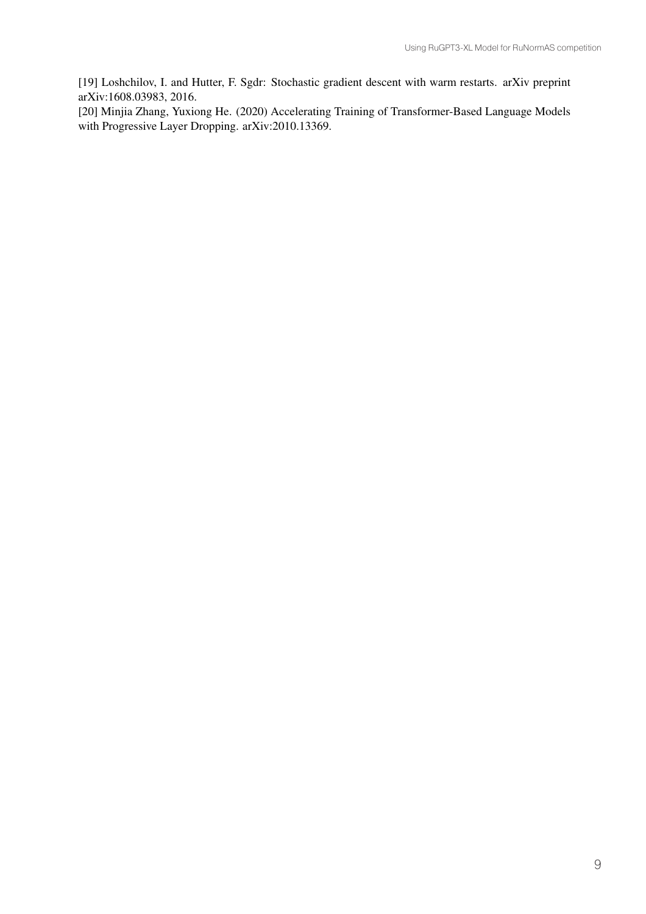[19] Loshchilov, I. and Hutter, F. Sgdr: Stochastic gradient descent with warm restarts. arXiv preprint arXiv:1608.03983, 2016.

[20] Minjia Zhang, Yuxiong He. (2020) Accelerating Training of Transformer-Based Language Models with Progressive Layer Dropping. arXiv:2010.13369.